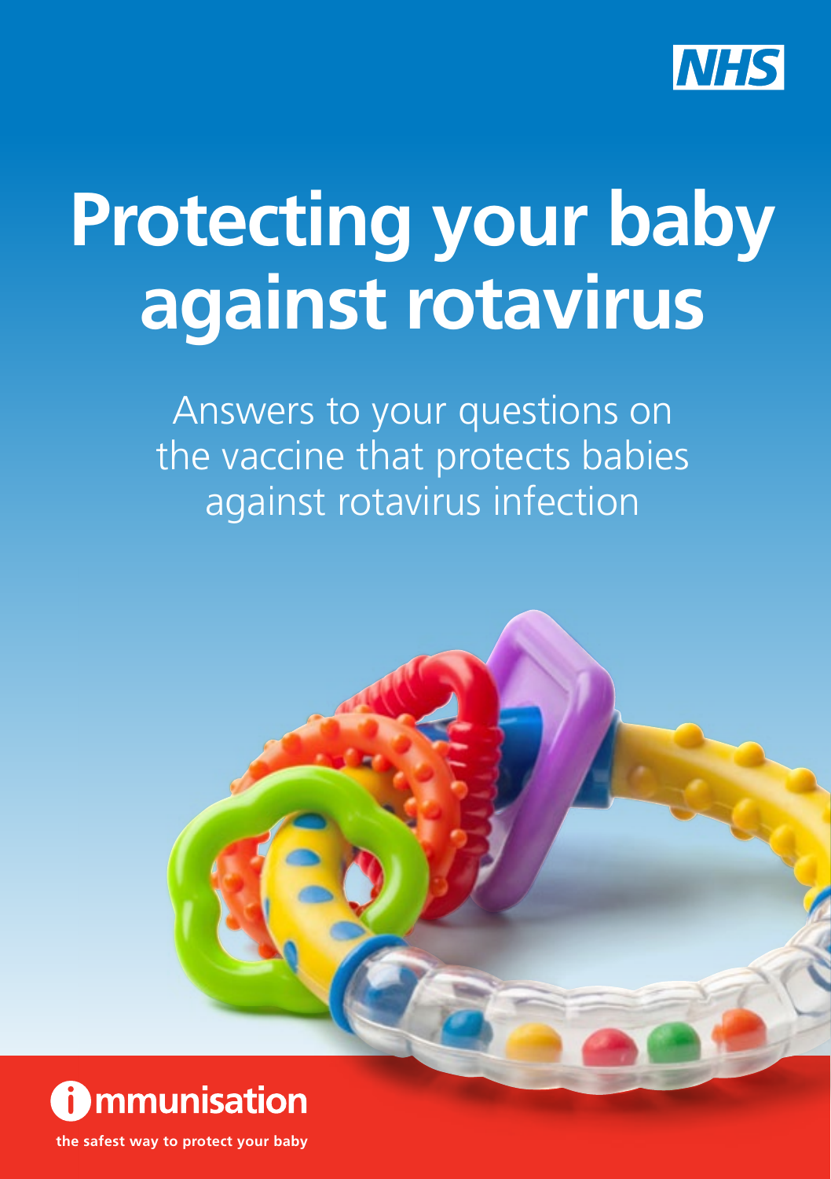NHS

# Protecting your baby against rotavirus

Answers to your questions on the vaccine that protects babies against rotavirus infection

immunisation

the safest way to protect your baby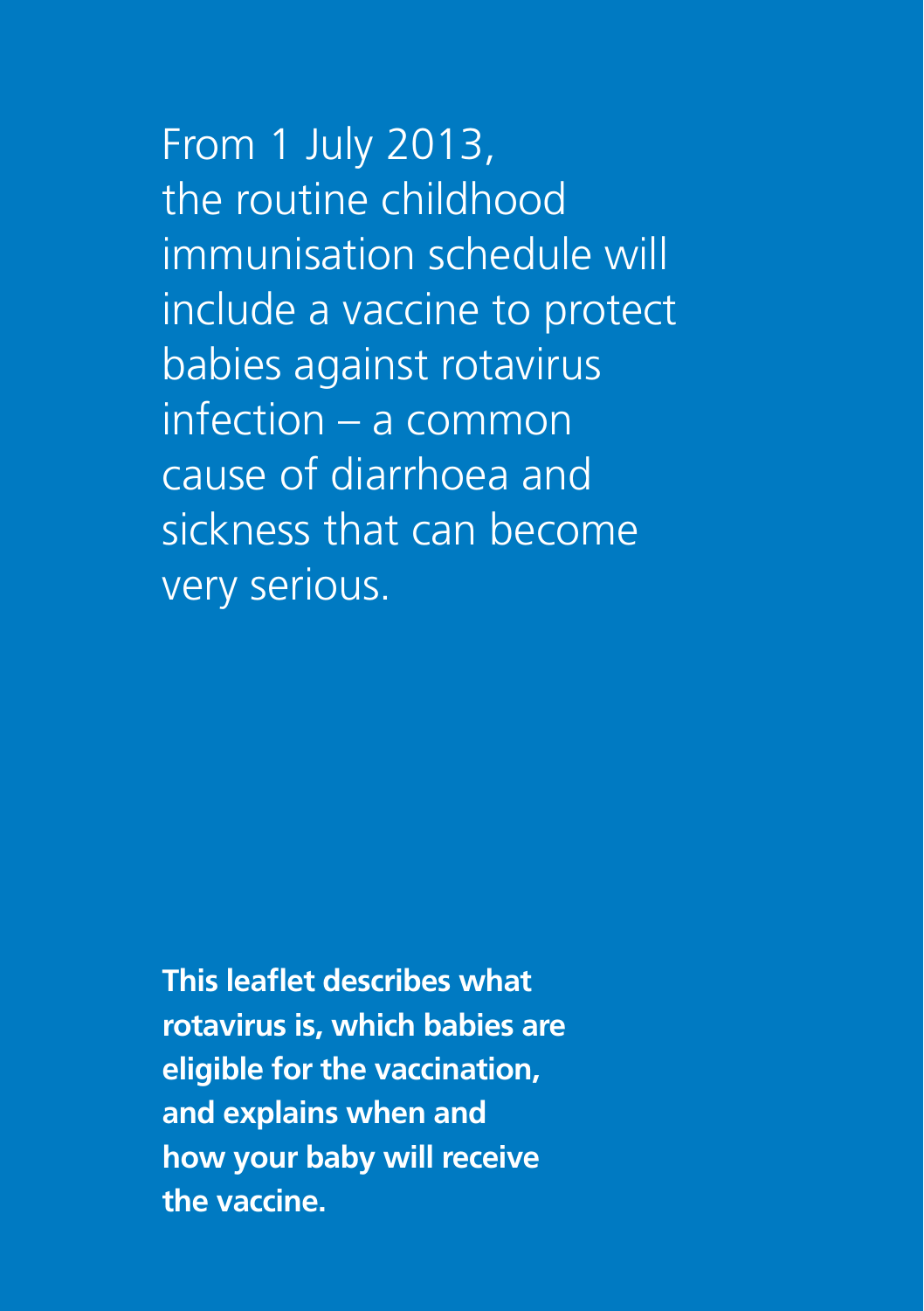From 1 July 2013, the routine childhood immunisation schedule will include a vaccine to protect babies against rotavirus infection – a common cause of diarrhoea and sickness that can become very serious.

**This leaflet describes what rotavirus is, which babies are eligible for the vaccination, and explains when and how your baby will receive the vaccine.**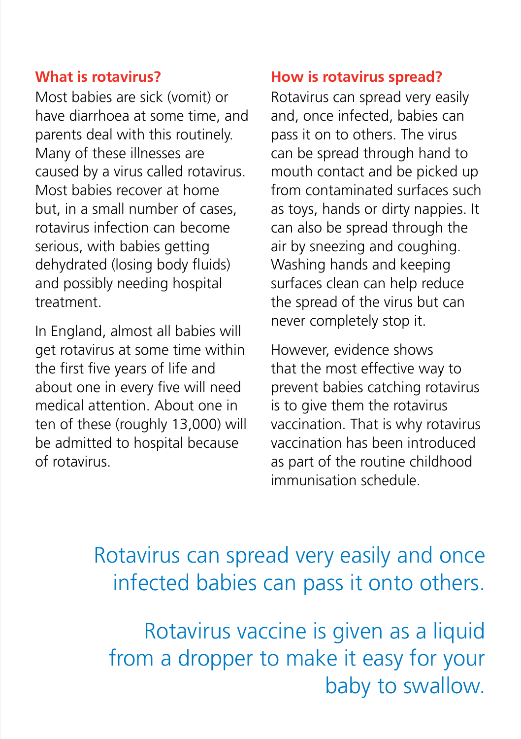## What is rotavirus?

Most babies are sick (vomit) or have diarrhoea at some time, and parents deal with this routinely. Many of these illnesses are caused by a virus called rotavirus. Most babies recover at home but, in a small number of cases, rotavirus infection can become serious, with babies getting dehydrated (losing body fluids) and possibly needing hospital treatment.

In England, almost all babies will get rotavirus at some time within the first five years of life and about one in every five will need medical attention. About one in ten of these (roughly 13,000) will be admitted to hospital because of rotavirus.

## How is rotavirus spread?

Rotavirus can spread very easily and, once infected, babies can pass it on to others. The virus can be spread through hand to mouth contact and be picked up from contaminated surfaces such as toys, hands or dirty nappies. It can also be spread through the air by sneezing and coughing. Washing hands and keeping surfaces clean can help reduce the spread of the virus but can never completely stop it.

However, evidence shows that the most effective way to prevent babies catching rotavirus is to give them the rotavirus vaccination. That is why rotavirus vaccination has been introduced as part of the routine childhood immunisation schedule.

Rotavirus can spread very easily and once infected babies can pass it onto others.

Rotavirus vaccine is given as a liquid from a dropper to make it easy for your baby to swallow.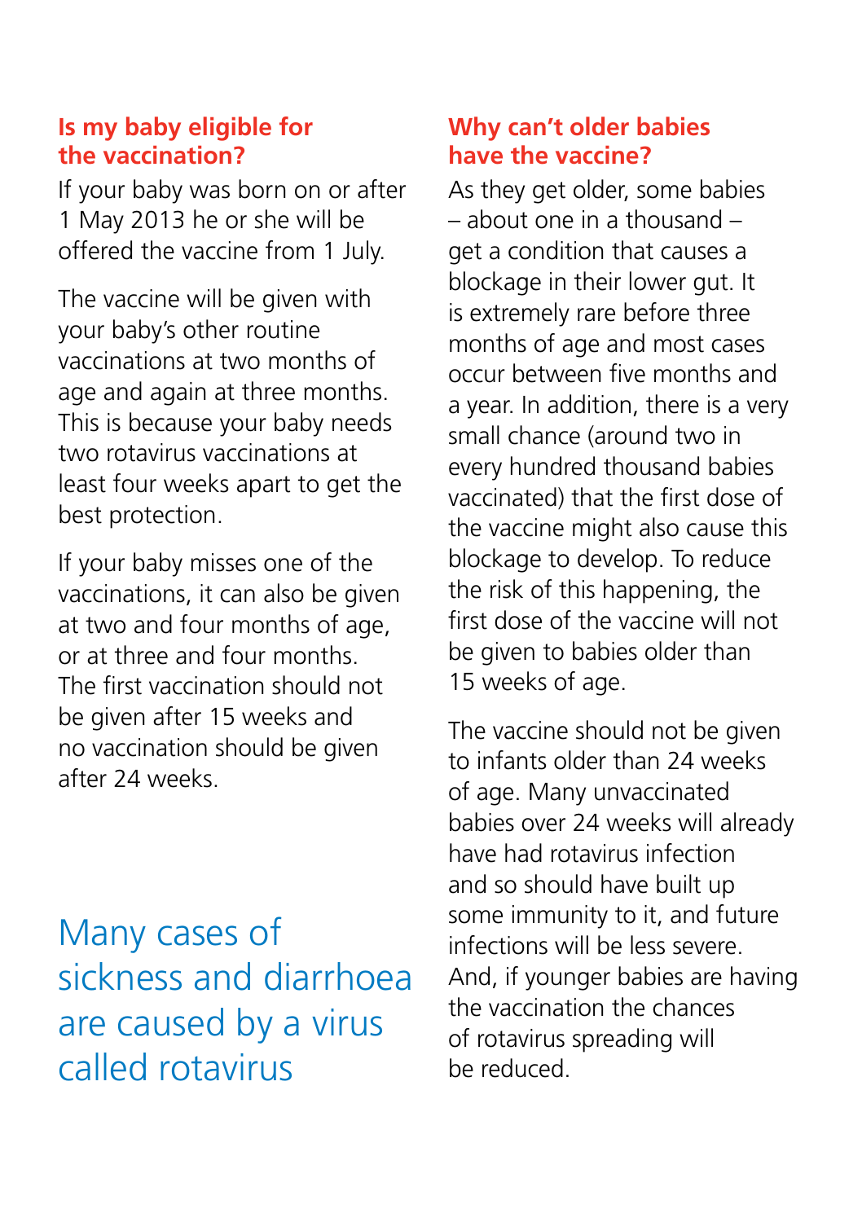## Is my baby eligible for the vaccination?

If your baby was born on or after 1 May 2013 he or she will be offered the vaccine from 1 July.

The vaccine will be given with your baby's other routine vaccinations at two months of age and again at three months. This is because your baby needs two rotavirus vaccinations at least four weeks apart to get the best protection.

If your baby misses one of the vaccinations, it can also be given at two and four months of age, or at three and four months. The first vaccination should not be given after 15 weeks and no vaccination should be given after 24 weeks.

Many cases of sickness and diarrhoea are caused by a virus called rotavirus

## Why can't older babies have the vaccine?

As they get older, some babies – about one in a thousand – get a condition that causes a blockage in their lower gut. It is extremely rare before three months of age and most cases occur between five months and a year. In addition, there is a very small chance (around two in every hundred thousand babies vaccinated) that the first dose of the vaccine might also cause this blockage to develop. To reduce the risk of this happening, the first dose of the vaccine will not be given to babies older than 15 weeks of age.

The vaccine should not be given to infants older than 24 weeks of age. Many unvaccinated babies over 24 weeks will already have had rotavirus infection and so should have built up some immunity to it, and future infections will be less severe. And, if younger babies are having the vaccination the chances of rotavirus spreading will be reduced.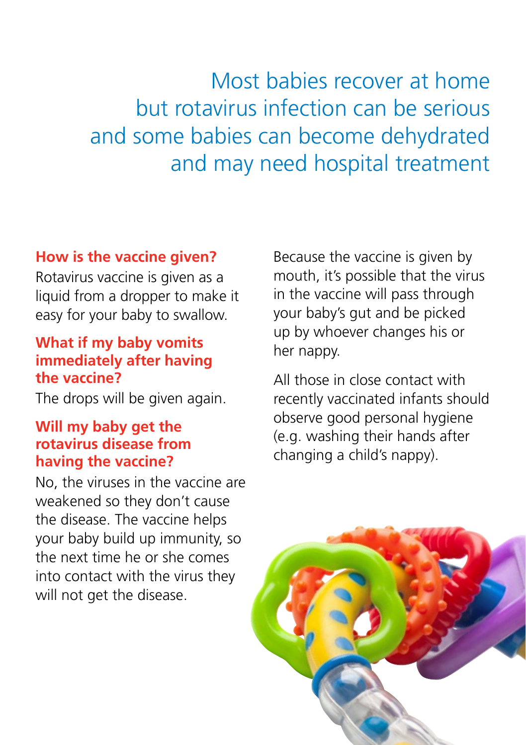Most babies recover at home but rotavirus infection can be serious and some babies can become dehydrated and may need hospital treatment

### How is the vaccine given?

Rotavirus vaccine is given as a liquid from a dropper to make it easy for your baby to swallow.

### What if my baby vomits immediately after having the vaccine?

The drops will be given again.

### Will my baby get the rotavirus disease from having the vaccine?

No, the viruses in the vaccine are weakened so they don't cause the disease. The vaccine helps your baby build up immunity, so the next time he or she comes into contact with the virus they will not get the disease.

Because the vaccine is given by mouth, it's possible that the virus in the vaccine will pass through your baby's gut and be picked up by whoever changes his or her nappy.

All those in close contact with recently vaccinated infants should observe good personal hygiene (e.g. washing their hands after changing a child's nappy).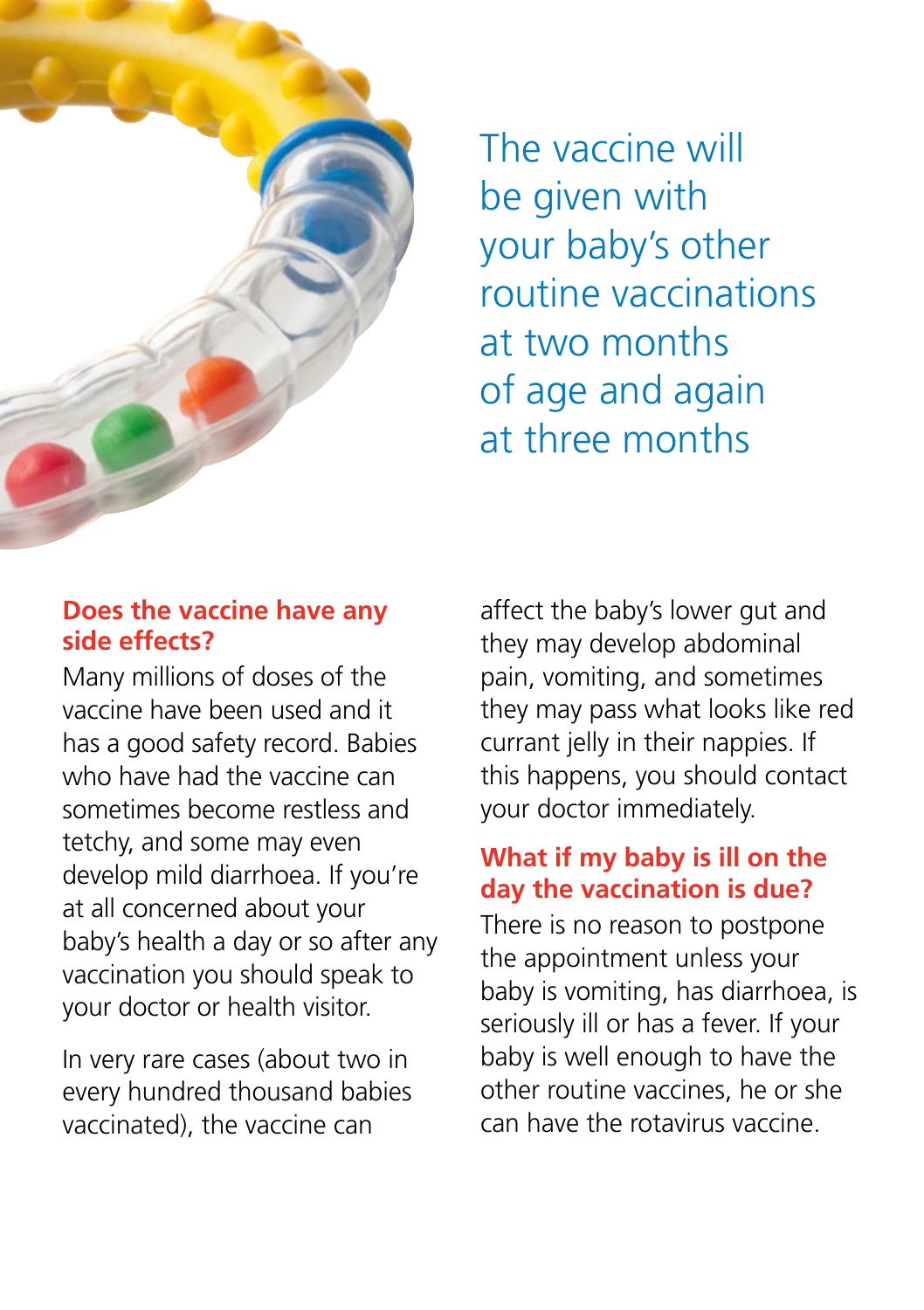The vaccine will be given with your baby's other routine vaccinations at two months of age and again at three months

## Does the vaccine have any side effects?

Many millions of doses of the vaccine have been used and it has a good safety record. Babies who have had the vaccine can sometimes become restless and tetchy, and some may even develop mild diarrhoea. If you're at all concerned about your baby's health a day or so after any vaccination you should speak to your doctor or health visitor.

In very rare cases (about two in every hundred thousand babies vaccinated), the vaccine can affect the baby's lower gut and they may develop abdominal pain, vomiting, and sometimes they may pass what looks like red currant jelly in their nappies. If this happens, you should contact your doctor immediately.

## What if my baby is ill on the day the vaccination is due?

There is no reason to postpone the appointment unless your baby is vomiting, has diarrhoea, is seriously ill or has a fever. If your baby is well enough to have the other routine vaccines, he or she can have the rotavirus vaccine.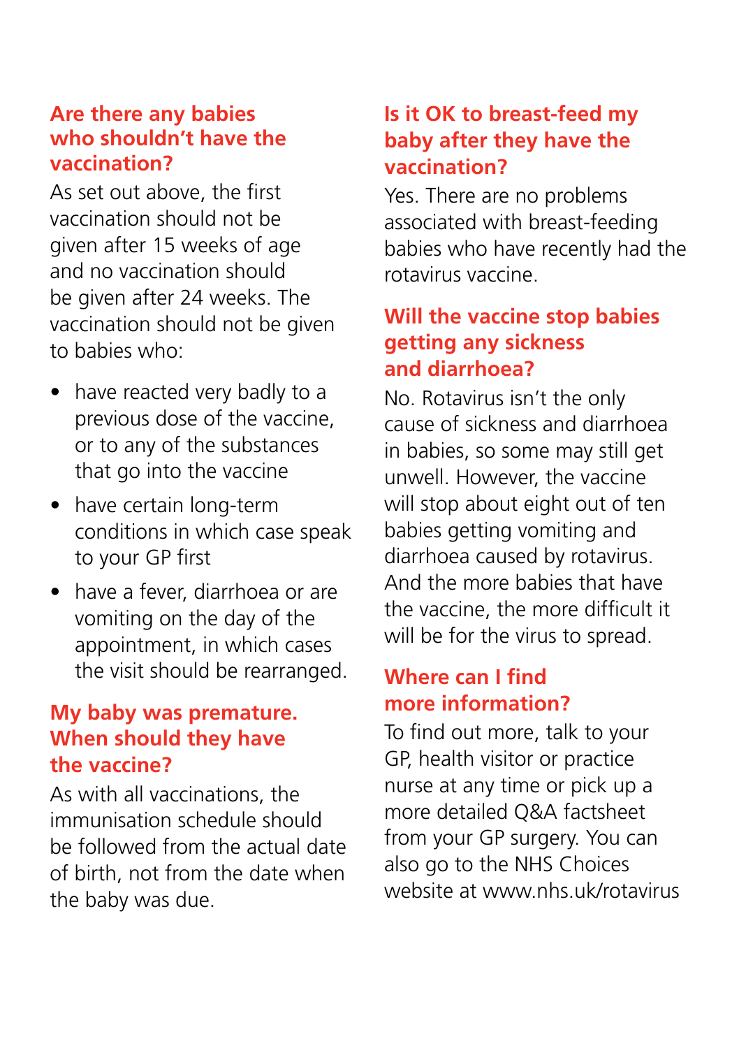## Are there any babies who shouldn't have the vaccination?

As set out above, the first vaccination should not be given after 15 weeks of age and no vaccination should be given after 24 weeks. The vaccination should not be given to babies who:

- have reacted very badly to a previous dose of the vaccine, or to any of the substances that go into the vaccine
- have certain long-term conditions in which case speak to your GP first
- have a fever, diarrhoea or are vomiting on the day of the appointment, in which cases the visit should be rearranged.

## My baby was premature. When should they have the vaccine?

As with all vaccinations, the immunisation schedule should be followed from the actual date of birth, not from the date when the baby was due.

## Is it OK to breast-feed my baby after they have the vaccination?

Yes. There are no problems associated with breast-feeding babies who have recently had the rotavirus vaccine.

## Will the vaccine stop babies getting any sickness and diarrhoea?

No. Rotavirus isn't the only cause of sickness and diarrhoea in babies, so some may still get unwell. However, the vaccine will stop about eight out of ten babies getting vomiting and diarrhoea caused by rotavirus. And the more babies that have the vaccine, the more difficult it will be for the virus to spread.

## Where can I find more information?

To find out more, talk to your GP, health visitor or practice nurse at any time or pick up a more detailed Q&A factsheet from your GP surgery. You can also go to the NHS Choices website at www.nhs.uk/rotavirus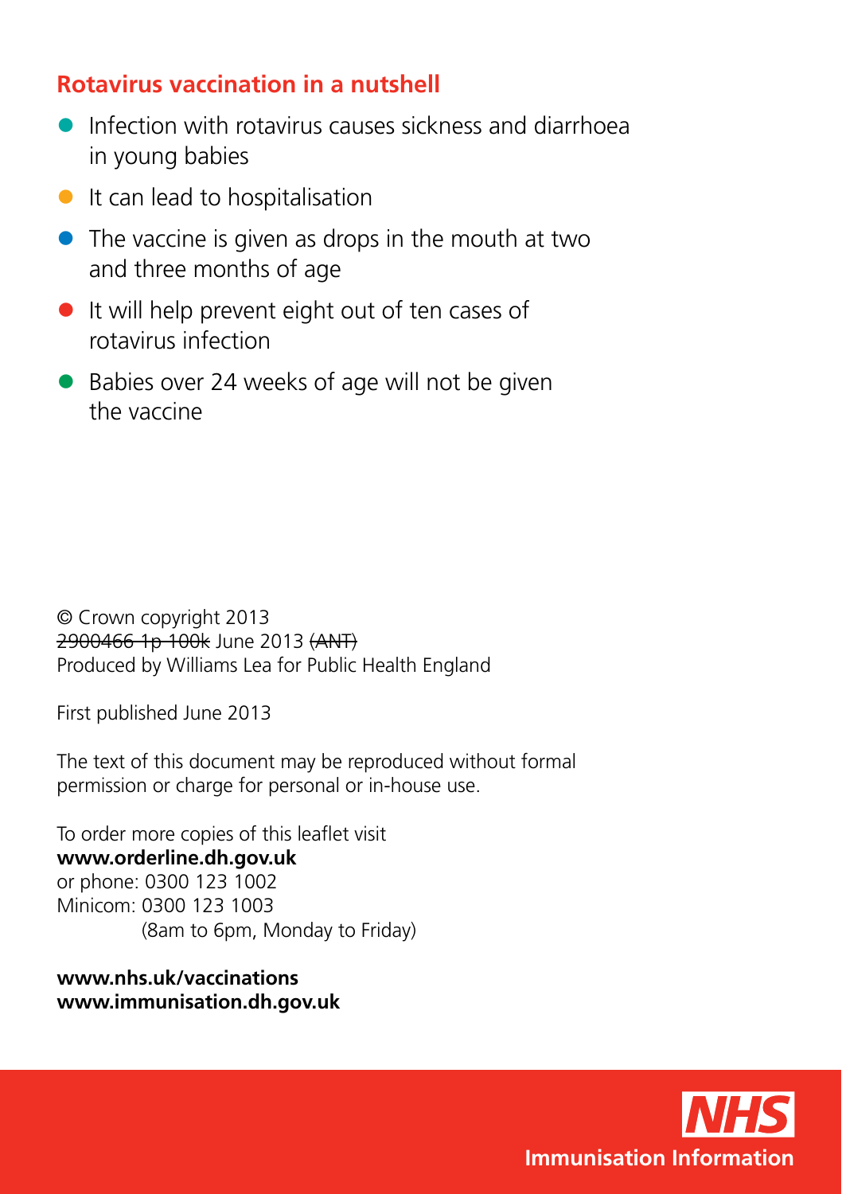## Rotavirus vaccination in a nutshell

- Infection with rotavirus causes sickness and diarrhoea in young babies
- It can lead to hospitalisation
- The vaccine is given as drops in the mouth at two and three months of age
- It will help prevent eight out of ten cases of rotavirus infection
- Babies over 24 weeks of age will not be given the vaccine

© Crown copyright 2013
~~2900466 1p 100k~~ June 2013 ~~(ANT)~~
Produced by Williams Lea for Public Health England

First published June 2013

The text of this document may be reproduced without formal permission or charge for personal or in-house use.

To order more copies of this leaflet visit
**www.orderline.dh.gov.uk**
or phone: 0300 123 1002
Minicom: 0300 123 1003
(8am to 6pm, Monday to Friday)

**www.nhs.uk/vaccinations**
**www.immunisation.dh.gov.uk**

NHS
Immunisation Information